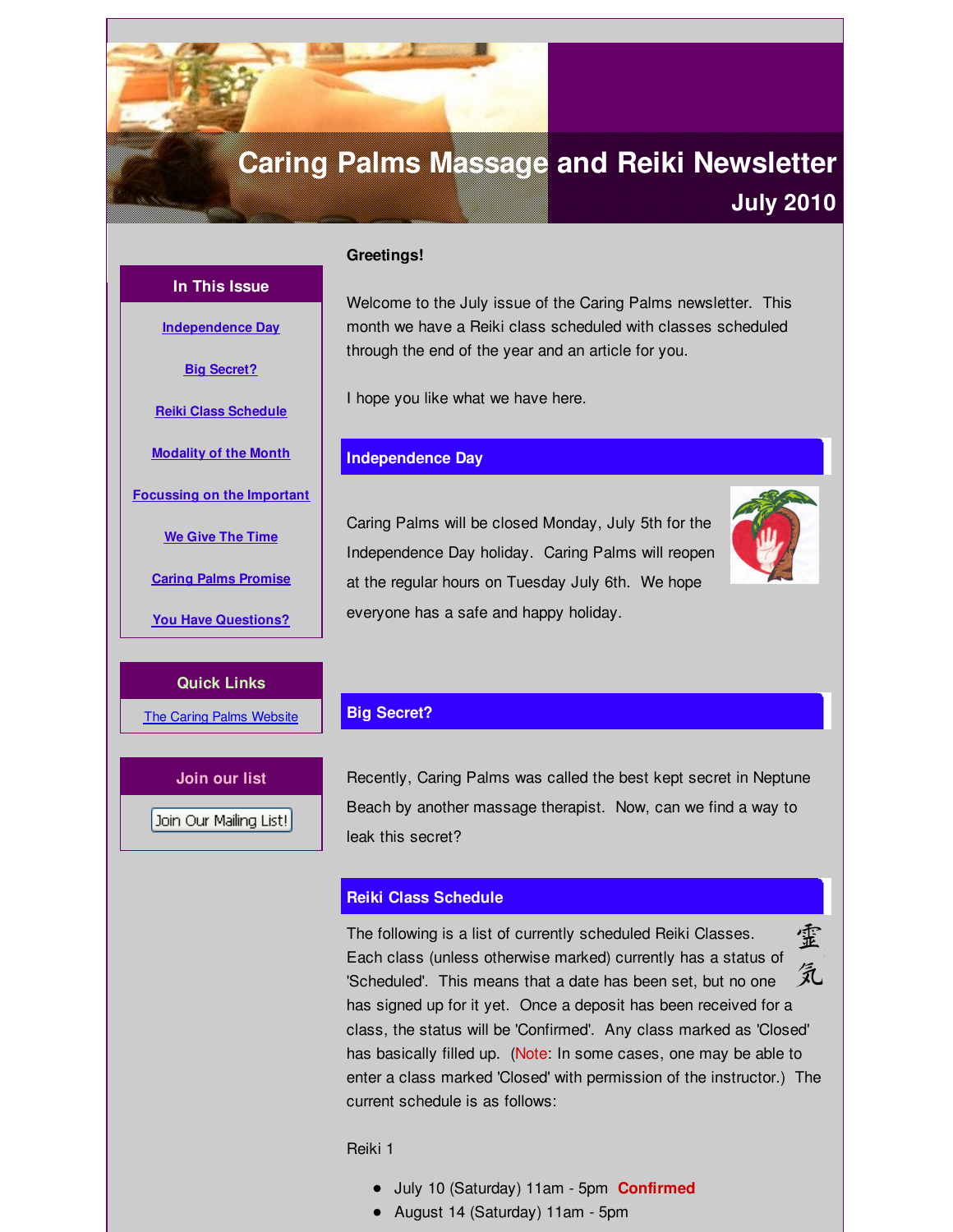# Caring Palms Massage and Reiki Newsletter

## July 2010

### In This Issue

- Independence Day
- Big Secret?
- Reiki Class Schedule
- Modality of the Month
- Focussing on the Important
- We Give The Time
- Caring Palms Promise
- You Have Questions?

### Quick Links

- The Caring Palms Website

### Join our list

Join Our Mailing List!

**Greetings!**

Welcome to the July issue of the Caring Palms newsletter. This month we have a Reiki class scheduled with classes scheduled through the end of the year and an article for you.

I hope you like what we have here.

## Independence Day

Caring Palms will be closed Monday, July 5th for the Independence Day holiday. Caring Palms will reopen at the regular hours on Tuesday July 6th. We hope everyone has a safe and happy holiday.

## Big Secret?

Recently, Caring Palms was called the best kept secret in Neptune Beach by another massage therapist. Now, can we find a way to leak this secret?

## Reiki Class Schedule

霊気

The following is a list of currently scheduled Reiki Classes. Each class (unless otherwise marked) currently has a status of 'Scheduled'. This means that a date has been set, but no one has signed up for it yet. Once a deposit has been received for a class, the status will be 'Confirmed'. Any class marked as 'Closed' has basically filled up. (Note: In some cases, one may be able to enter a class marked 'Closed' with permission of the instructor.) The current schedule is as follows:

Reiki 1

- July 10 (Saturday) 11am - 5pm **Confirmed**
- August 14 (Saturday) 11am - 5pm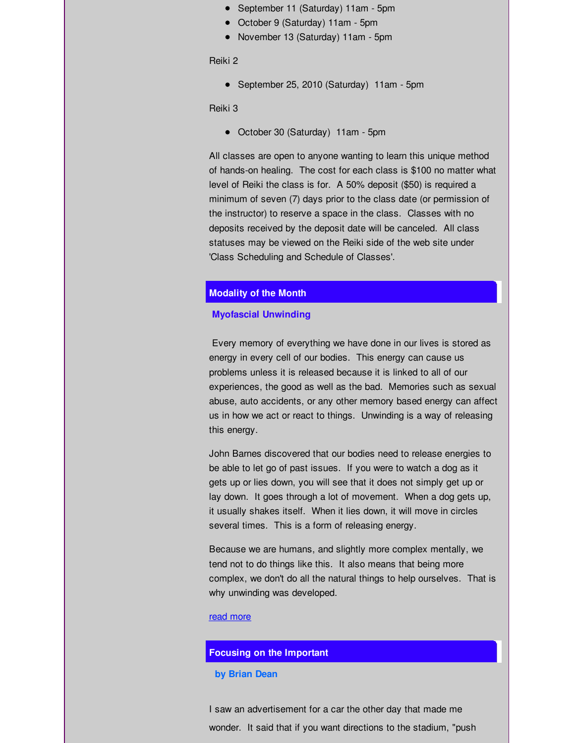- September 11 (Saturday) 11am - 5pm
- October 9 (Saturday) 11am - 5pm
- November 13 (Saturday) 11am - 5pm

Reiki 2

- September 25, 2010 (Saturday) 11am - 5pm

Reiki 3

- October 30 (Saturday) 11am - 5pm

All classes are open to anyone wanting to learn this unique method of hands-on healing. The cost for each class is $100 no matter what level of Reiki the class is for. A 50% deposit ($50) is required a minimum of seven (7) days prior to the class date (or permission of the instructor) to reserve a space in the class. Classes with no deposits received by the deposit date will be canceled. All class statuses may be viewed on the Reiki side of the web site under 'Class Scheduling and Schedule of Classes'.

## Modality of the Month

### Myofascial Unwinding

Every memory of everything we have done in our lives is stored as energy in every cell of our bodies. This energy can cause us problems unless it is released because it is linked to all of our experiences, the good as well as the bad. Memories such as sexual abuse, auto accidents, or any other memory based energy can affect us in how we act or react to things. Unwinding is a way of releasing this energy.

John Barnes discovered that our bodies need to release energies to be able to let go of past issues. If you were to watch a dog as it gets up or lies down, you will see that it does not simply get up or lay down. It goes through a lot of movement. When a dog gets up, it usually shakes itself. When it lies down, it will move in circles several times. This is a form of releasing energy.

Because we are humans, and slightly more complex mentally, we tend not to do things like this. It also means that being more complex, we don't do all the natural things to help ourselves. That is why unwinding was developed.

read more

## Focusing on the Important

**by Brian Dean**

I saw an advertisement for a car the other day that made me wonder. It said that if you want directions to the stadium, "push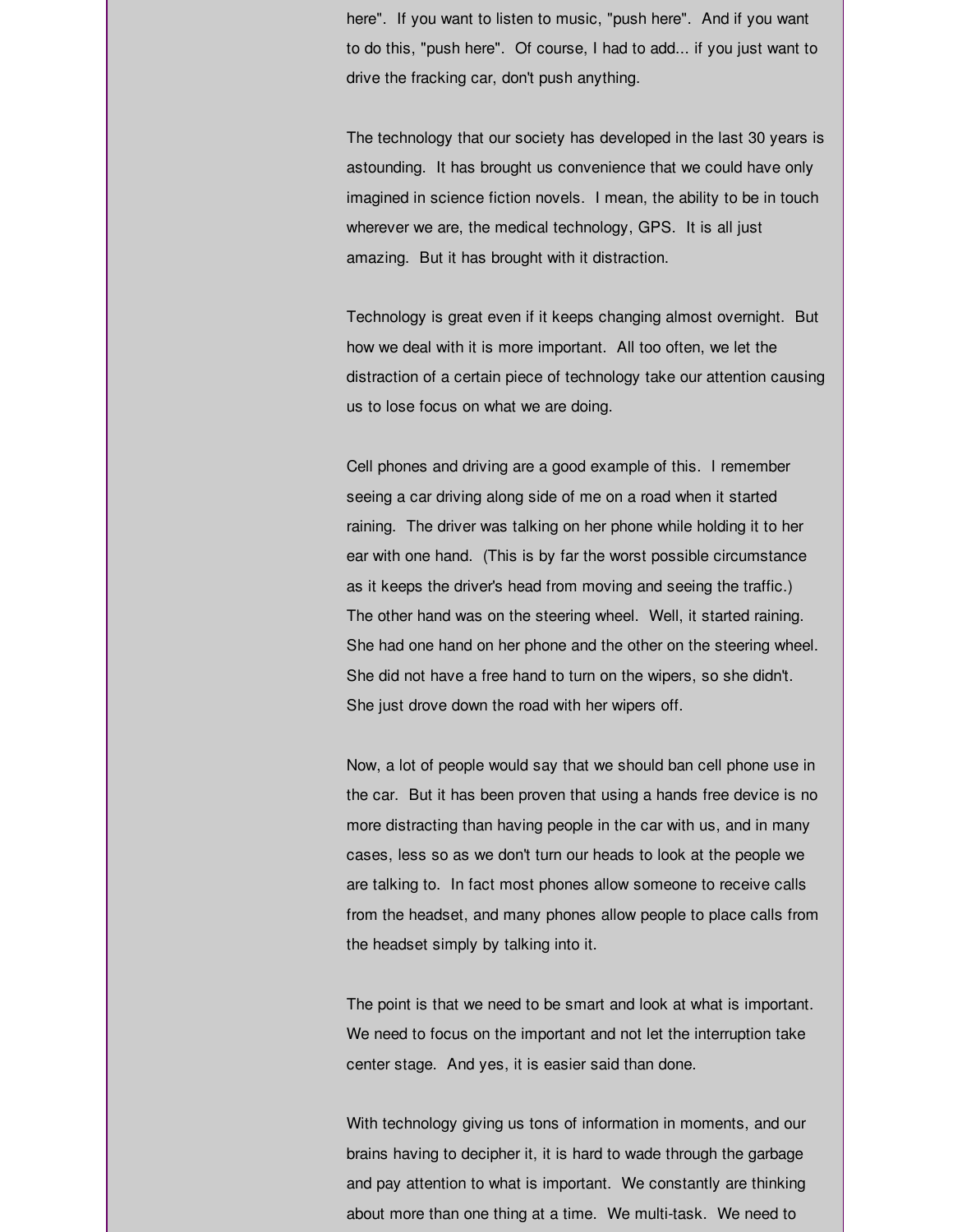here". If you want to listen to music, "push here". And if you want to do this, "push here". Of course, I had to add... if you just want to drive the fracking car, don't push anything.

The technology that our society has developed in the last 30 years is astounding. It has brought us convenience that we could have only imagined in science fiction novels. I mean, the ability to be in touch wherever we are, the medical technology, GPS. It is all just amazing. But it has brought with it distraction.

Technology is great even if it keeps changing almost overnight. But how we deal with it is more important. All too often, we let the distraction of a certain piece of technology take our attention causing us to lose focus on what we are doing.

Cell phones and driving are a good example of this. I remember seeing a car driving along side of me on a road when it started raining. The driver was talking on her phone while holding it to her ear with one hand. (This is by far the worst possible circumstance as it keeps the driver's head from moving and seeing the traffic.) The other hand was on the steering wheel. Well, it started raining. She had one hand on her phone and the other on the steering wheel. She did not have a free hand to turn on the wipers, so she didn't. She just drove down the road with her wipers off.

Now, a lot of people would say that we should ban cell phone use in the car. But it has been proven that using a hands free device is no more distracting than having people in the car with us, and in many cases, less so as we don't turn our heads to look at the people we are talking to. In fact most phones allow someone to receive calls from the headset, and many phones allow people to place calls from the headset simply by talking into it.

The point is that we need to be smart and look at what is important. We need to focus on the important and not let the interruption take center stage. And yes, it is easier said than done.

With technology giving us tons of information in moments, and our brains having to decipher it, it is hard to wade through the garbage and pay attention to what is important. We constantly are thinking about more than one thing at a time. We multi-task. We need to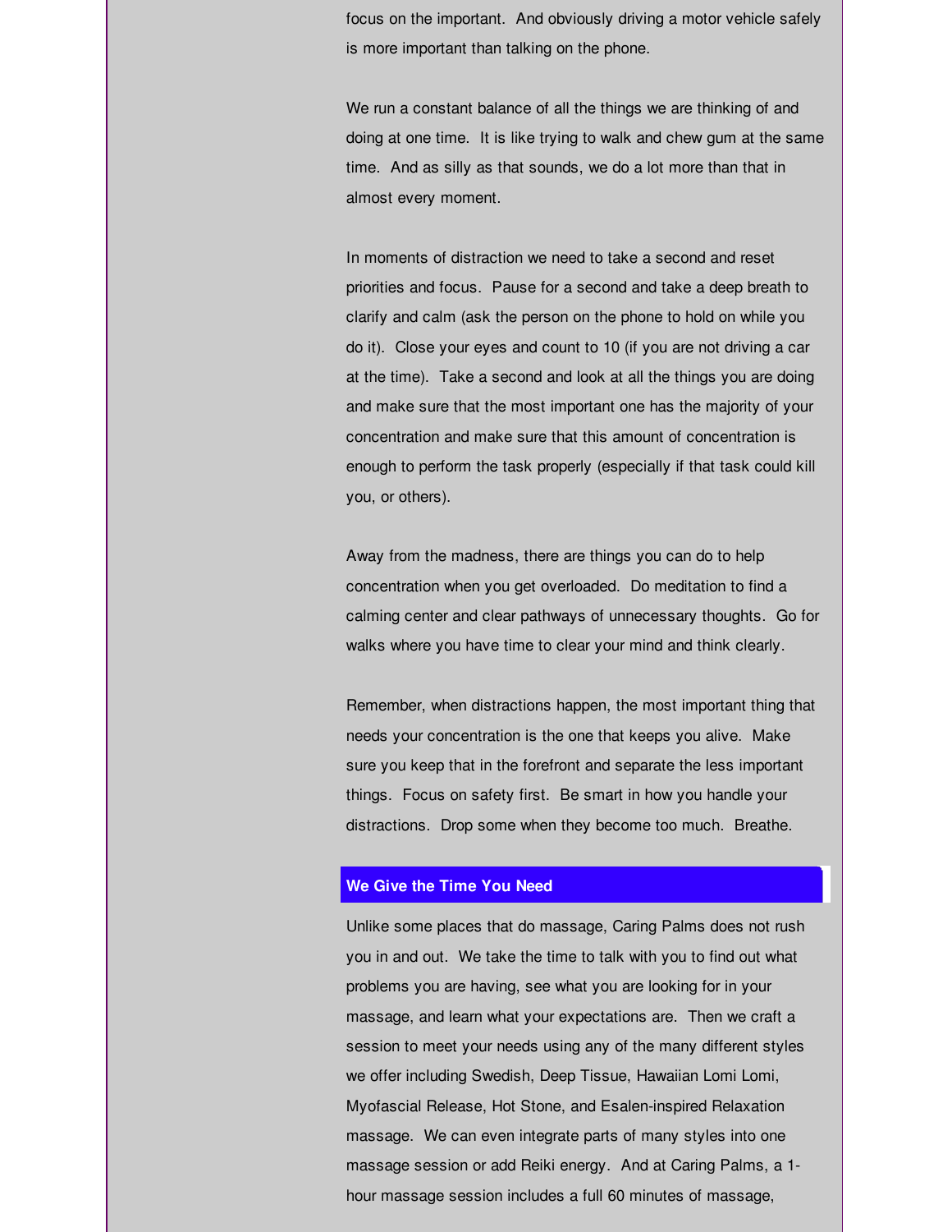focus on the important. And obviously driving a motor vehicle safely is more important than talking on the phone.

We run a constant balance of all the things we are thinking of and doing at one time. It is like trying to walk and chew gum at the same time. And as silly as that sounds, we do a lot more than that in almost every moment.

In moments of distraction we need to take a second and reset priorities and focus. Pause for a second and take a deep breath to clarify and calm (ask the person on the phone to hold on while you do it). Close your eyes and count to 10 (if you are not driving a car at the time). Take a second and look at all the things you are doing and make sure that the most important one has the majority of your concentration and make sure that this amount of concentration is enough to perform the task properly (especially if that task could kill you, or others).

Away from the madness, there are things you can do to help concentration when you get overloaded. Do meditation to find a calming center and clear pathways of unnecessary thoughts. Go for walks where you have time to clear your mind and think clearly.

Remember, when distractions happen, the most important thing that needs your concentration is the one that keeps you alive. Make sure you keep that in the forefront and separate the less important things. Focus on safety first. Be smart in how you handle your distractions. Drop some when they become too much. Breathe.

## We Give the Time You Need

Unlike some places that do massage, Caring Palms does not rush you in and out. We take the time to talk with you to find out what problems you are having, see what you are looking for in your massage, and learn what your expectations are. Then we craft a session to meet your needs using any of the many different styles we offer including Swedish, Deep Tissue, Hawaiian Lomi Lomi, Myofascial Release, Hot Stone, and Esalen-inspired Relaxation massage. We can even integrate parts of many styles into one massage session or add Reiki energy. And at Caring Palms, a 1-hour massage session includes a full 60 minutes of massage,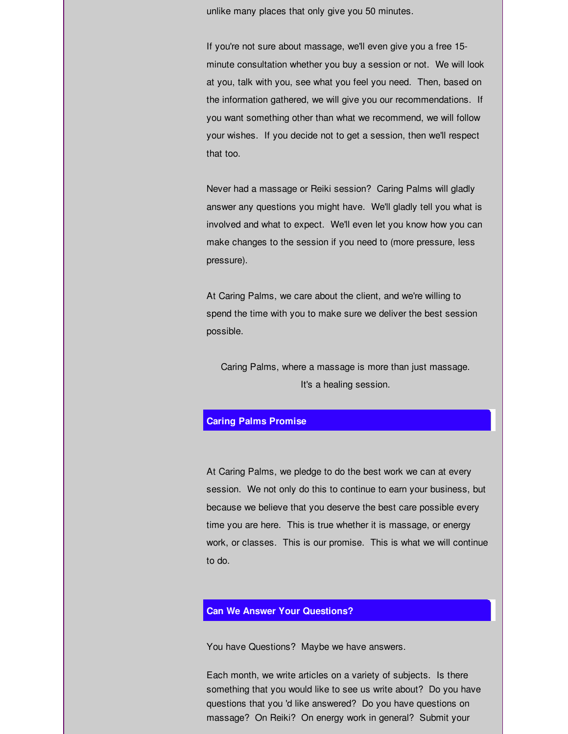unlike many places that only give you 50 minutes.

If you're not sure about massage, we'll even give you a free 15-minute consultation whether you buy a session or not. We will look at you, talk with you, see what you feel you need. Then, based on the information gathered, we will give you our recommendations. If you want something other than what we recommend, we will follow your wishes. If you decide not to get a session, then we'll respect that too.

Never had a massage or Reiki session? Caring Palms will gladly answer any questions you might have. We'll gladly tell you what is involved and what to expect. We'll even let you know how you can make changes to the session if you need to (more pressure, less pressure).

At Caring Palms, we care about the client, and we're willing to spend the time with you to make sure we deliver the best session possible.

Caring Palms, where a massage is more than just massage.
It's a healing session.

## Caring Palms Promise

At Caring Palms, we pledge to do the best work we can at every session. We not only do this to continue to earn your business, but because we believe that you deserve the best care possible every time you are here. This is true whether it is massage, or energy work, or classes. This is our promise. This is what we will continue to do.

## Can We Answer Your Questions?

You have Questions? Maybe we have answers.

Each month, we write articles on a variety of subjects. Is there something that you would like to see us write about? Do you have questions that you 'd like answered? Do you have questions on massage? On Reiki? On energy work in general? Submit your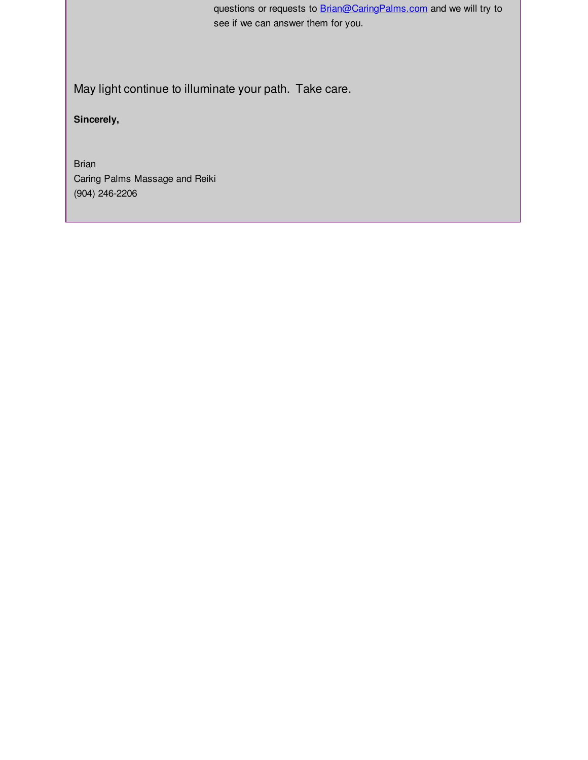questions or requests to Brian@CaringPalms.com and we will try to see if we can answer them for you.

May light continue to illuminate your path.  Take care.

**Sincerely,**

Brian  
Caring Palms Massage and Reiki  
(904) 246-2206